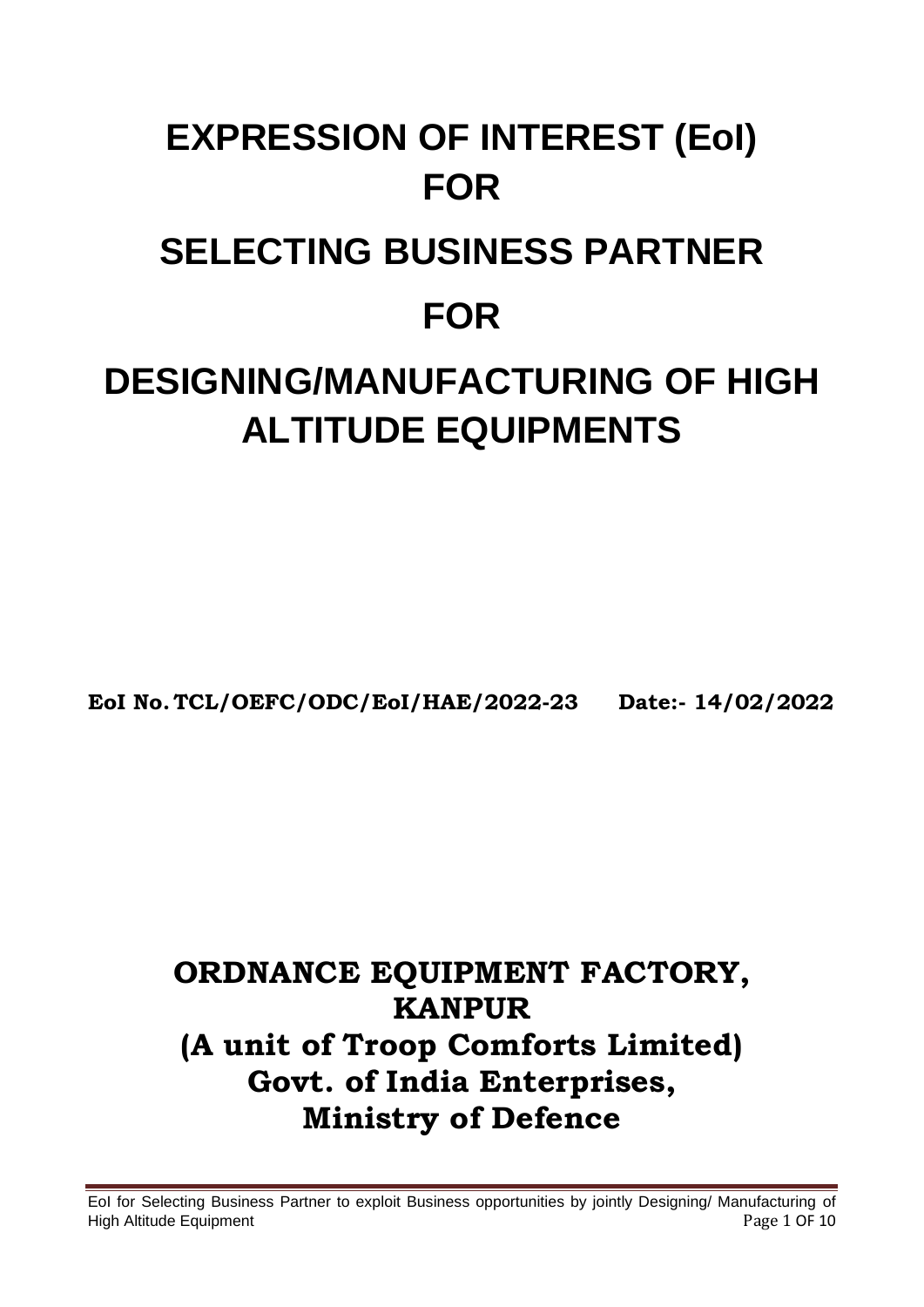# EXPRESSION OF INTEREST (EoI) FOR SELECTING BUSINESS PARTNER FOR DESIGNING/MANUFACTURING OF HIGH ALTITUDE EQUIPMENTS

**EoI No. TCL/OEFC/ODC/EoI/HAE/2022-23 Date:- 14/02/2022**

## ORDNANCE EQUIPMENT FACTORY, KANPUR
## (A unit of Troop Comforts Limited)
## Govt. of India Enterprises,
## Ministry of Defence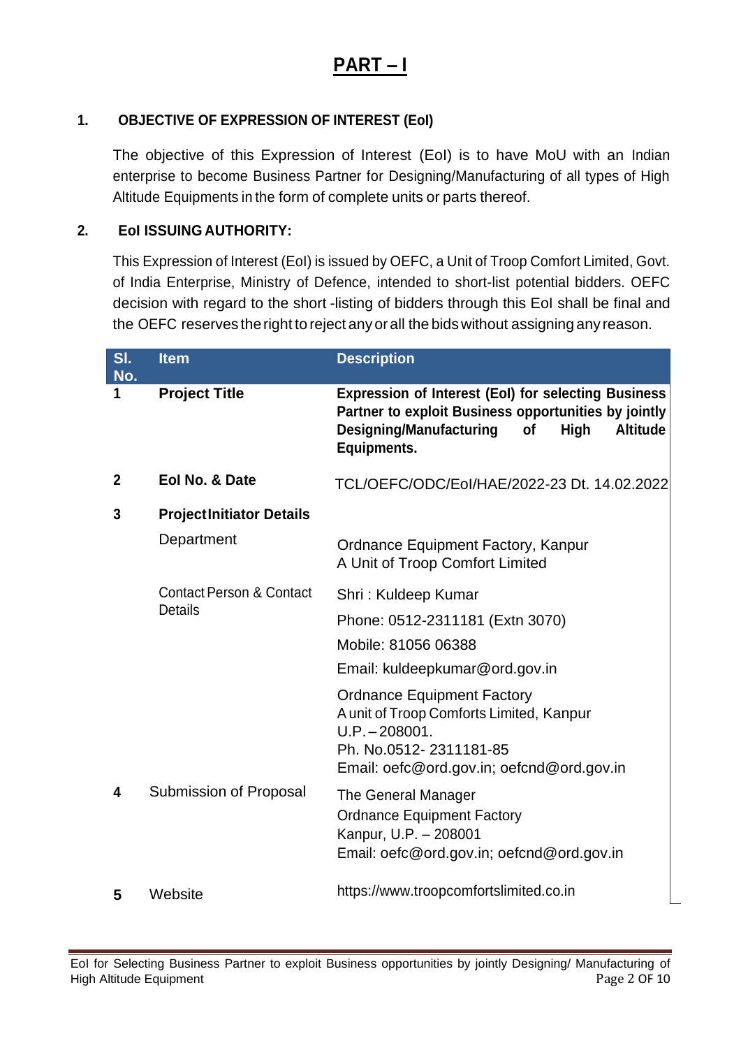# PART – I

## 1. OBJECTIVE OF EXPRESSION OF INTEREST (EoI)

The objective of this Expression of Interest (EoI) is to have MoU with an Indian enterprise to become Business Partner for Designing/Manufacturing of all types of High Altitude Equipments in the form of complete units or parts thereof.

## 2. EoI ISSUING AUTHORITY:

This Expression of Interest (EoI) is issued by OEFC, a Unit of Troop Comfort Limited, Govt. of India Enterprise, Ministry of Defence, intended to short-list potential bidders. OEFC decision with regard to the short -listing of bidders through this EoI shall be final and the OEFC reserves the right to reject any or all the bids without assigning any reason.

| Sl. No. | Item | Description |
|---|---|---|
| 1 | **Project Title** | **Expression of Interest (EoI) for selecting Business Partner to exploit Business opportunities by jointly Designing/Manufacturing of High Altitude Equipments.** |
| 2 | **EoI No. & Date** | TCL/OEFC/ODC/EoI/HAE/2022-23 Dt. 14.02.2022 |
| 3 | **ProjectInitiator Details** | |
| | Department | Ordnance Equipment Factory, Kanpur<br>A Unit of Troop Comfort Limited |
| | Contact Person & Contact Details | Shri : Kuldeep Kumar<br>Phone: 0512-2311181 (Extn 3070)<br>Mobile: 81056 06388<br>Email: kuldeepkumar@ord.gov.in<br><br>Ordnance Equipment Factory<br>A unit of Troop Comforts Limited, Kanpur<br>U.P. – 208001.<br>Ph. No.0512- 2311181-85<br>Email: oefc@ord.gov.in; oefcnd@ord.gov.in |
| 4 | Submission of Proposal | The General Manager<br>Ordnance Equipment Factory<br>Kanpur, U.P. – 208001<br>Email: oefc@ord.gov.in; oefcnd@ord.gov.in |
| 5 | Website | https://www.troopcomfortslimited.co.in |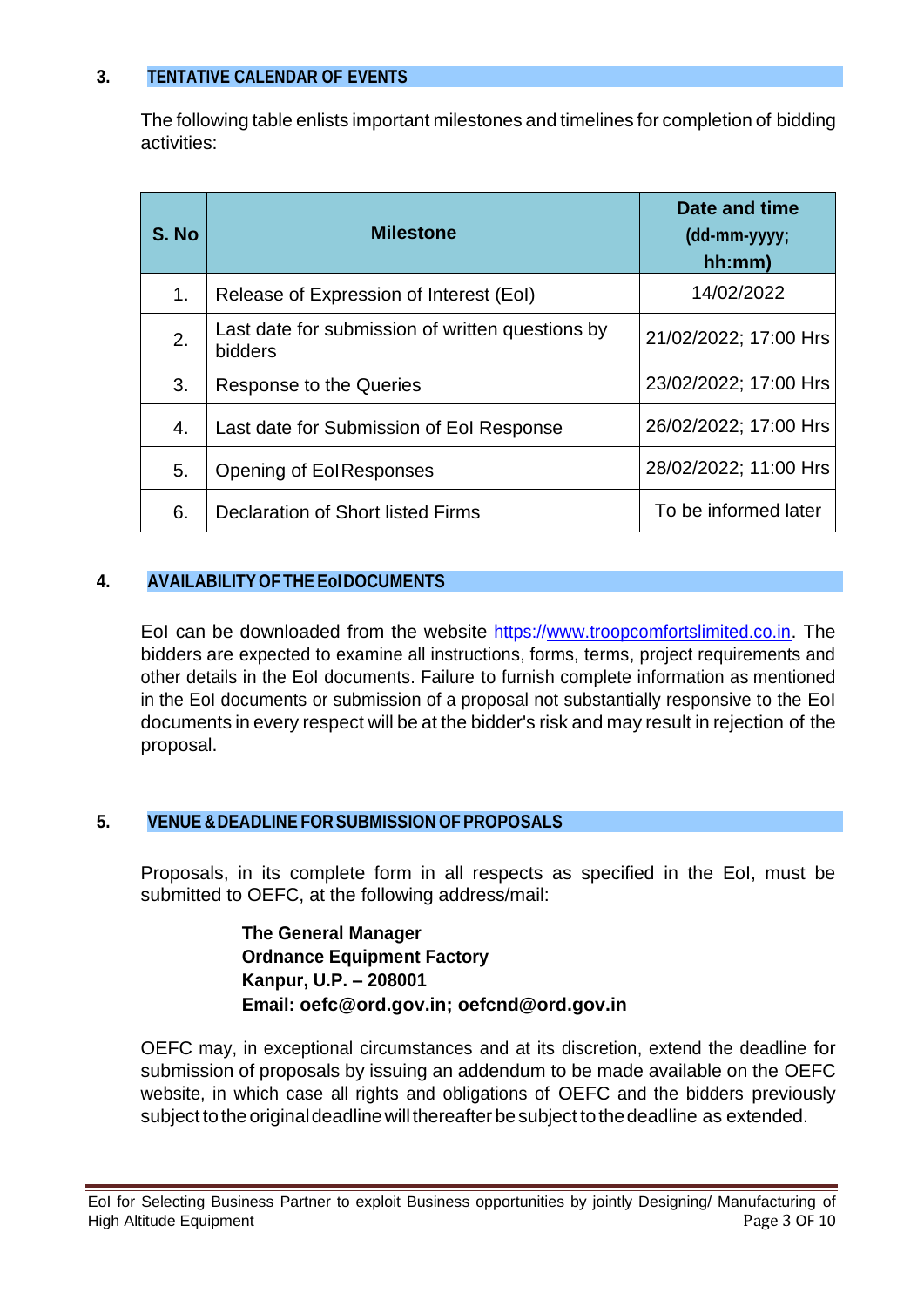## 3. TENTATIVE CALENDAR OF EVENTS

The following table enlists important milestones and timelines for completion of bidding activities:

| S. No | Milestone | Date and time (dd-mm-yyyy; hh:mm) |
|---|---|---|
| 1. | Release of Expression of Interest (EoI) | 14/02/2022 |
| 2. | Last date for submission of written questions by bidders | 21/02/2022; 17:00 Hrs |
| 3. | Response to the Queries | 23/02/2022; 17:00 Hrs |
| 4. | Last date for Submission of EoI Response | 26/02/2022; 17:00 Hrs |
| 5. | Opening of EoI Responses | 28/02/2022; 11:00 Hrs |
| 6. | Declaration of Short listed Firms | To be informed later |

## 4. AVAILABILITY OF THE EoI DOCUMENTS

EoI can be downloaded from the website https://www.troopcomfortslimited.co.in. The bidders are expected to examine all instructions, forms, terms, project requirements and other details in the EoI documents. Failure to furnish complete information as mentioned in the EoI documents or submission of a proposal not substantially responsive to the EoI documents in every respect will be at the bidder's risk and may result in rejection of the proposal.

## 5. VENUE & DEADLINE FOR SUBMISSION OF PROPOSALS

Proposals, in its complete form in all respects as specified in the EoI, must be submitted to OEFC, at the following address/mail:

**The General Manager**
**Ordnance Equipment Factory**
**Kanpur, U.P. – 208001**
**Email: oefc@ord.gov.in; oefcnd@ord.gov.in**

OEFC may, in exceptional circumstances and at its discretion, extend the deadline for submission of proposals by issuing an addendum to be made available on the OEFC website, in which case all rights and obligations of OEFC and the bidders previously subject to the original deadline will thereafter be subject to the deadline as extended.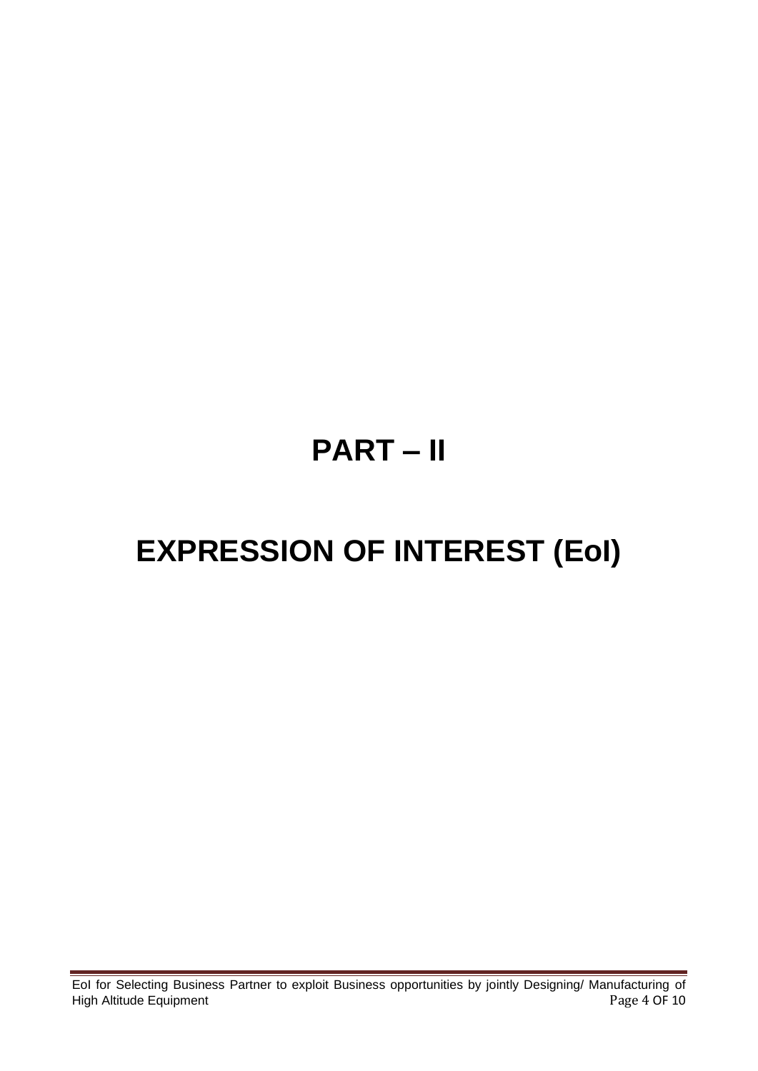# PART – II

# EXPRESSION OF INTEREST (EoI)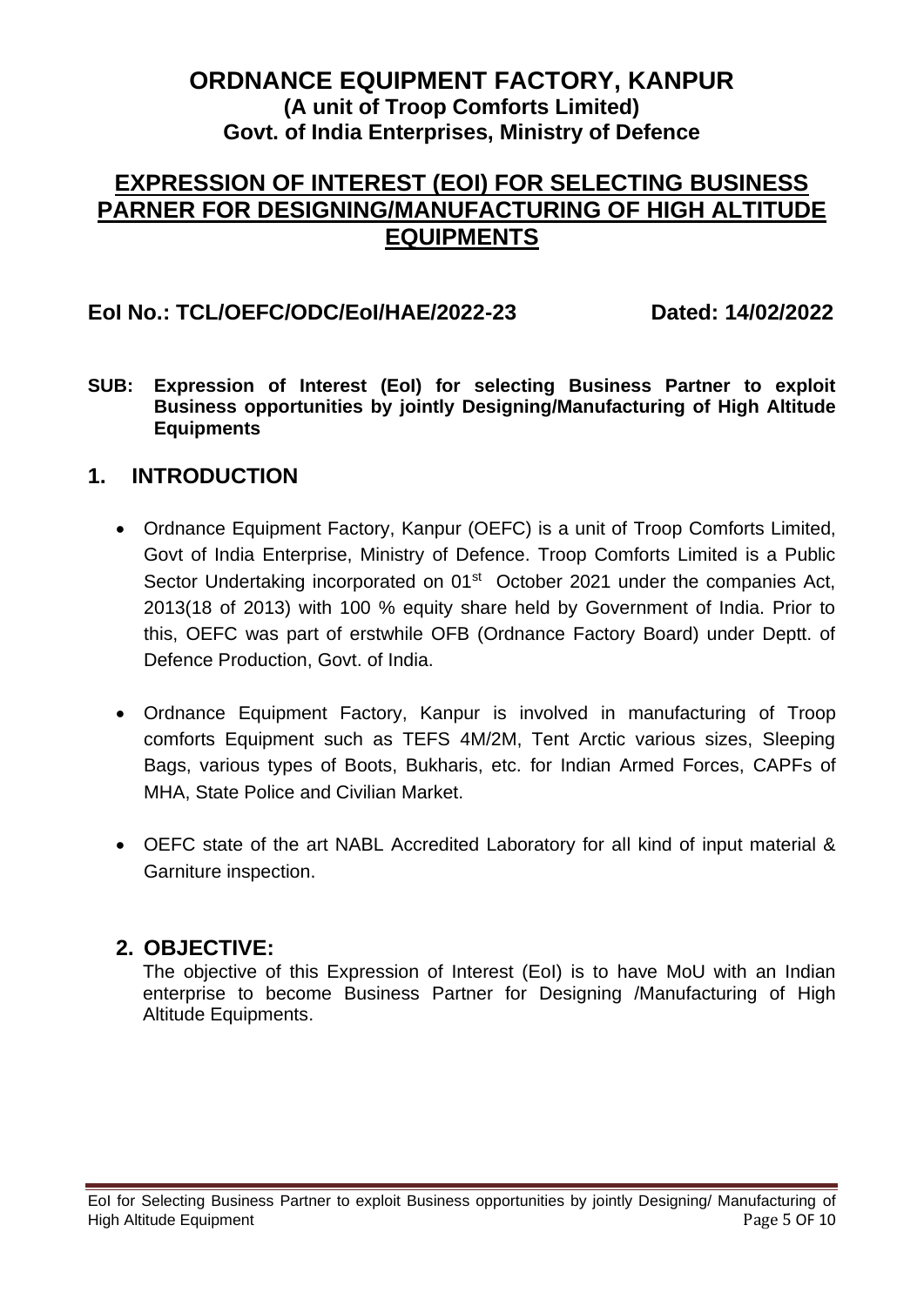# ORDNANCE EQUIPMENT FACTORY, KANPUR

**(A unit of Troop Comforts Limited)**
**Govt. of India Enterprises, Ministry of Defence**

## EXPRESSION OF INTEREST (EOI) FOR SELECTING BUSINESS PARNER FOR DESIGNING/MANUFACTURING OF HIGH ALTITUDE EQUIPMENTS

**EoI No.: TCL/OEFC/ODC/EoI/HAE/2022-23 Dated: 14/02/2022**

**SUB: Expression of Interest (EoI) for selecting Business Partner to exploit Business opportunities by jointly Designing/Manufacturing of High Altitude Equipments**

## 1. INTRODUCTION

- Ordnance Equipment Factory, Kanpur (OEFC) is a unit of Troop Comforts Limited, Govt of India Enterprise, Ministry of Defence. Troop Comforts Limited is a Public Sector Undertaking incorporated on 01st October 2021 under the companies Act, 2013(18 of 2013) with 100 % equity share held by Government of India. Prior to this, OEFC was part of erstwhile OFB (Ordnance Factory Board) under Deptt. of Defence Production, Govt. of India.
- Ordnance Equipment Factory, Kanpur is involved in manufacturing of Troop comforts Equipment such as TEFS 4M/2M, Tent Arctic various sizes, Sleeping Bags, various types of Boots, Bukharis, etc. for Indian Armed Forces, CAPFs of MHA, State Police and Civilian Market.
- OEFC state of the art NABL Accredited Laboratory for all kind of input material & Garniture inspection.

## 2. OBJECTIVE:

The objective of this Expression of Interest (EoI) is to have MoU with an Indian enterprise to become Business Partner for Designing /Manufacturing of High Altitude Equipments.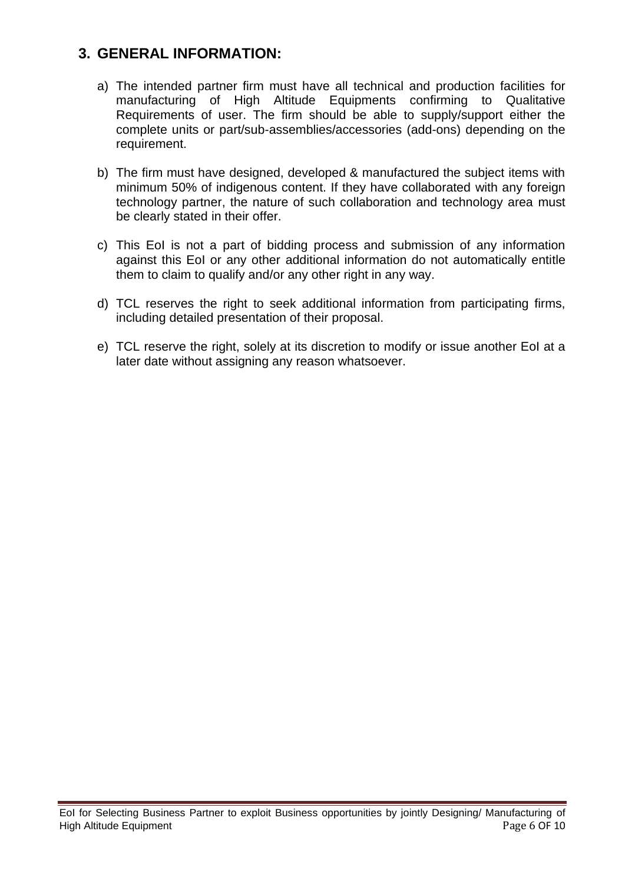## 3. GENERAL INFORMATION:

a) The intended partner firm must have all technical and production facilities for manufacturing of High Altitude Equipments confirming to Qualitative Requirements of user. The firm should be able to supply/support either the complete units or part/sub-assemblies/accessories (add-ons) depending on the requirement.

b) The firm must have designed, developed & manufactured the subject items with minimum 50% of indigenous content. If they have collaborated with any foreign technology partner, the nature of such collaboration and technology area must be clearly stated in their offer.

c) This EoI is not a part of bidding process and submission of any information against this EoI or any other additional information do not automatically entitle them to claim to qualify and/or any other right in any way.

d) TCL reserves the right to seek additional information from participating firms, including detailed presentation of their proposal.

e) TCL reserve the right, solely at its discretion to modify or issue another EoI at a later date without assigning any reason whatsoever.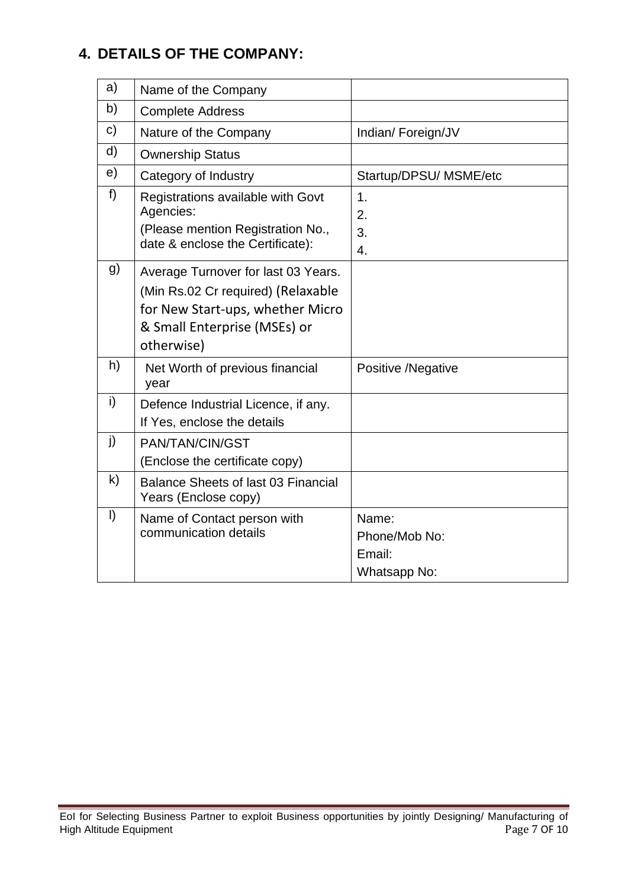## 4. DETAILS OF THE COMPANY:

| | | |
|---|---|---|
| a) | Name of the Company | |
| b) | Complete Address | |
| c) | Nature of the Company | Indian/ Foreign/JV |
| d) | Ownership Status | |
| e) | Category of Industry | Startup/DPSU/ MSME/etc |
| f) | Registrations available with Govt Agencies:<br>(Please mention Registration No., date & enclose the Certificate): | 1.<br>2.<br>3.<br>4. |
| g) | Average Turnover for last 03 Years. (Min Rs.02 Cr required) (Relaxable for New Start-ups, whether Micro & Small Enterprise (MSEs) or otherwise) | |
| h) | Net Worth of previous financial year | Positive /Negative |
| i) | Defence Industrial Licence, if any.<br>If Yes, enclose the details | |
| j) | PAN/TAN/CIN/GST<br>(Enclose the certificate copy) | |
| k) | Balance Sheets of last 03 Financial Years (Enclose copy) | |
| l) | Name of Contact person with communication details | Name:<br>Phone/Mob No:<br>Email:<br>Whatsapp No: |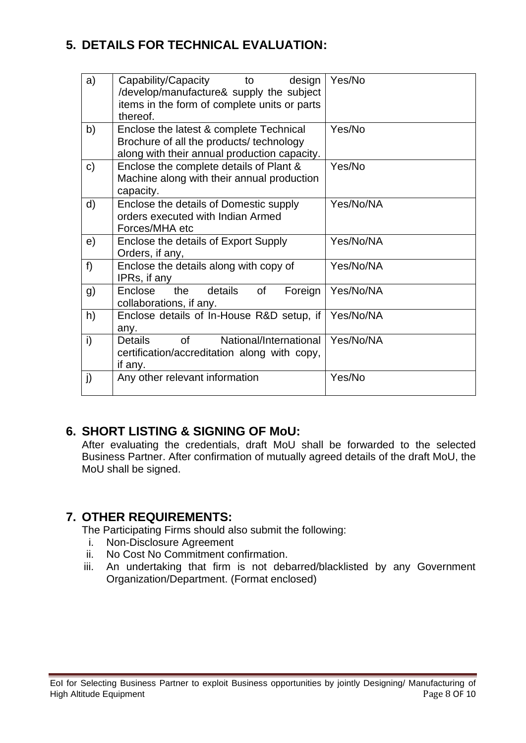## 5. DETAILS FOR TECHNICAL EVALUATION:

| | | |
|---|---|---|
| a) | Capability/Capacity to design /develop/manufacture& supply the subject items in the form of complete units or parts thereof. | Yes/No |
| b) | Enclose the latest & complete Technical Brochure of all the products/ technology along with their annual production capacity. | Yes/No |
| c) | Enclose the complete details of Plant & Machine along with their annual production capacity. | Yes/No |
| d) | Enclose the details of Domestic supply orders executed with Indian Armed Forces/MHA etc | Yes/No/NA |
| e) | Enclose the details of Export Supply Orders, if any, | Yes/No/NA |
| f) | Enclose the details along with copy of IPRs, if any | Yes/No/NA |
| g) | Enclose the details of Foreign collaborations, if any. | Yes/No/NA |
| h) | Enclose details of In-House R&D setup, if any. | Yes/No/NA |
| i) | Details of National/International certification/accreditation along with copy, if any. | Yes/No/NA |
| j) | Any other relevant information | Yes/No |

## 6. SHORT LISTING & SIGNING OF MoU:

After evaluating the credentials, draft MoU shall be forwarded to the selected Business Partner. After confirmation of mutually agreed details of the draft MoU, the MoU shall be signed.

## 7. OTHER REQUIREMENTS:

The Participating Firms should also submit the following:

i. Non-Disclosure Agreement

ii. No Cost No Commitment confirmation.

iii. An undertaking that firm is not debarred/blacklisted by any Government Organization/Department. (Format enclosed)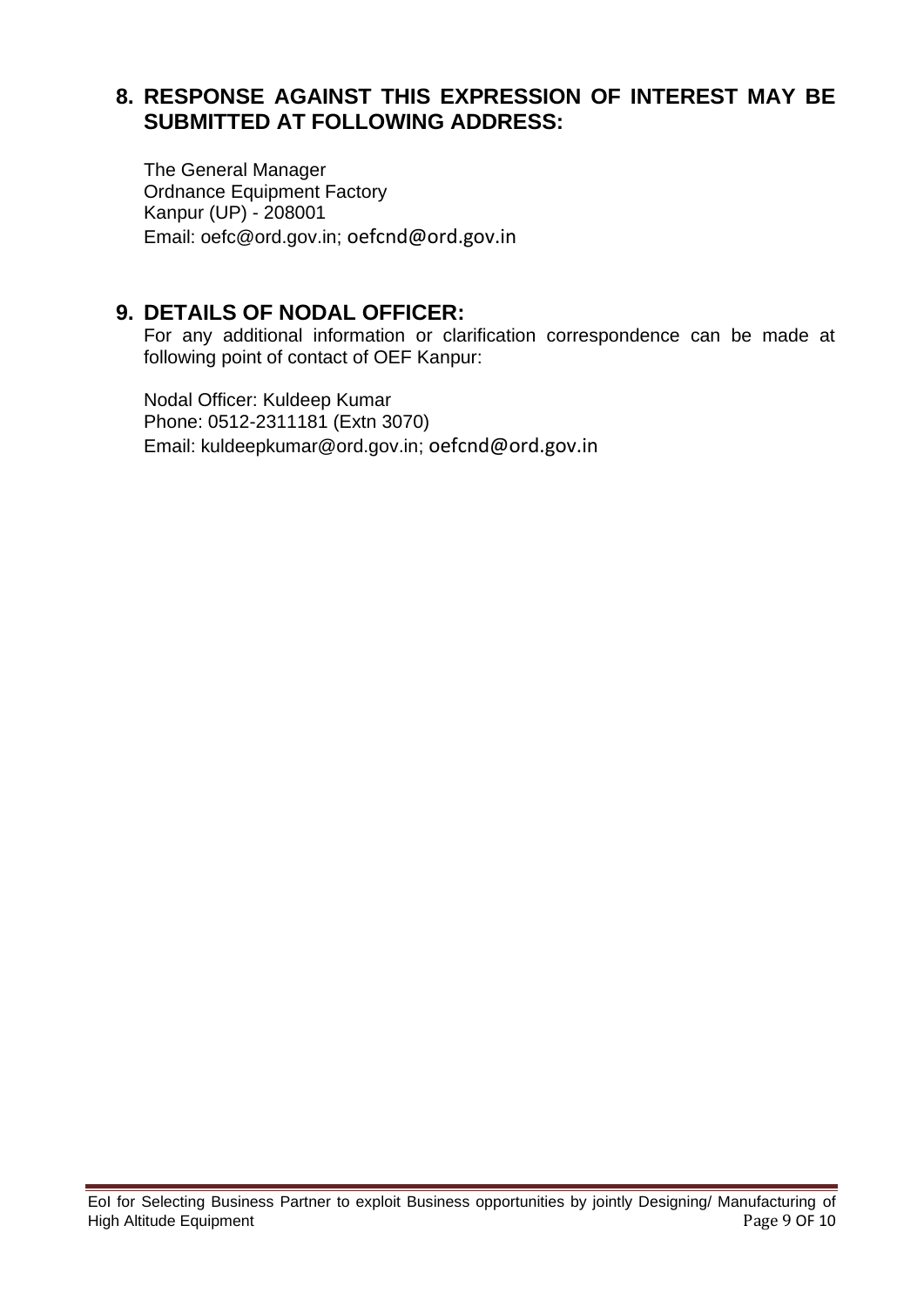## 8. RESPONSE AGAINST THIS EXPRESSION OF INTEREST MAY BE SUBMITTED AT FOLLOWING ADDRESS:

The General Manager
Ordnance Equipment Factory
Kanpur (UP) - 208001
Email: oefc@ord.gov.in; oefcnd@ord.gov.in

## 9. DETAILS OF NODAL OFFICER:

For any additional information or clarification correspondence can be made at following point of contact of OEF Kanpur:

Nodal Officer: Kuldeep Kumar
Phone: 0512-2311181 (Extn 3070)
Email: kuldeepkumar@ord.gov.in; oefcnd@ord.gov.in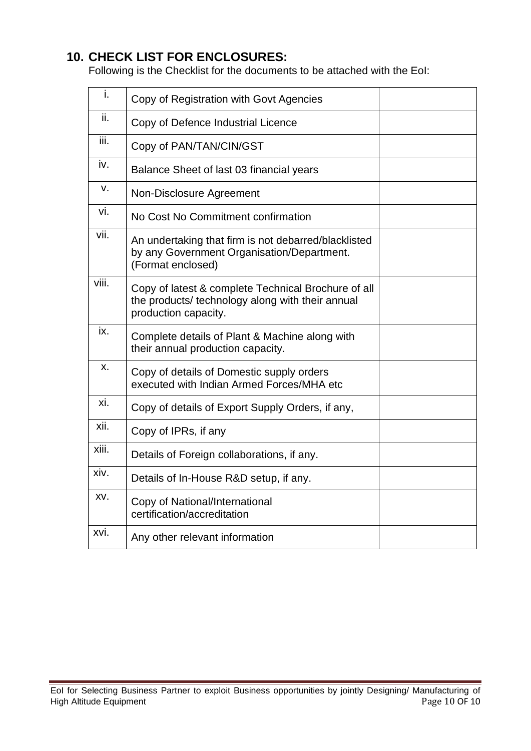## 10. CHECK LIST FOR ENCLOSURES:

Following is the Checklist for the documents to be attached with the EoI:

| | | |
|---|---|---|
| i. | Copy of Registration with Govt Agencies | |
| ii. | Copy of Defence Industrial Licence | |
| iii. | Copy of PAN/TAN/CIN/GST | |
| iv. | Balance Sheet of last 03 financial years | |
| v. | Non-Disclosure Agreement | |
| vi. | No Cost No Commitment confirmation | |
| vii. | An undertaking that firm is not debarred/blacklisted by any Government Organisation/Department. (Format enclosed) | |
| viii. | Copy of latest & complete Technical Brochure of all the products/ technology along with their annual production capacity. | |
| ix. | Complete details of Plant & Machine along with their annual production capacity. | |
| x. | Copy of details of Domestic supply orders executed with Indian Armed Forces/MHA etc | |
| xi. | Copy of details of Export Supply Orders, if any, | |
| xii. | Copy of IPRs, if any | |
| xiii. | Details of Foreign collaborations, if any. | |
| xiv. | Details of In-House R&D setup, if any. | |
| xv. | Copy of National/International certification/accreditation | |
| xvi. | Any other relevant information | |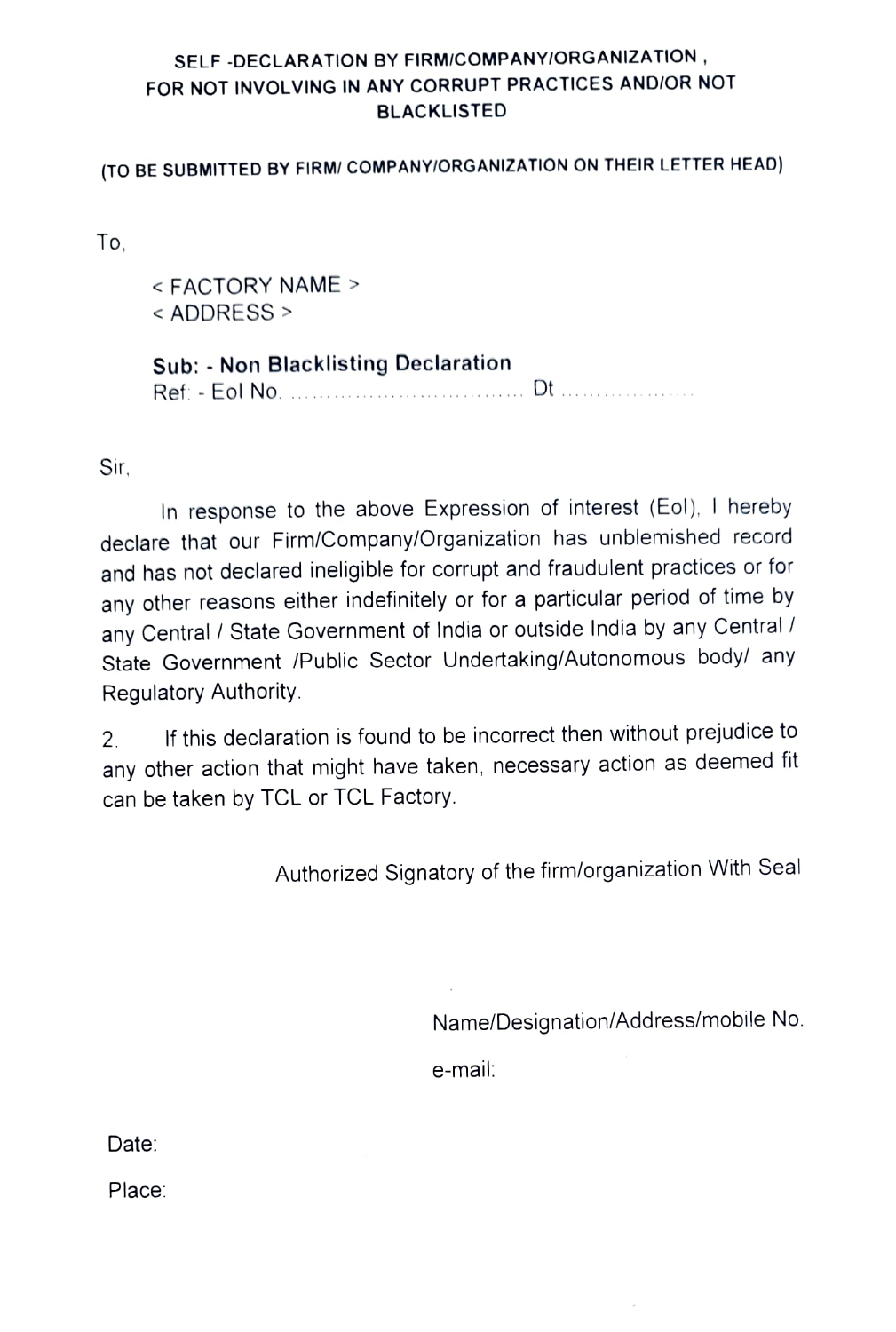**SELF -DECLARATION BY FIRM/COMPANY/ORGANIZATION , FOR NOT INVOLVING IN ANY CORRUPT PRACTICES AND/OR NOT BLACKLISTED**

**(TO BE SUBMITTED BY FIRM/ COMPANY/ORGANIZATION ON THEIR LETTER HEAD)**

To,

< FACTORY NAME >
< ADDRESS >

**Sub: - Non Blacklisting Declaration**
Ref: - EoI No. ................................ Dt ..................

Sir,

In response to the above Expression of interest (EoI), I hereby declare that our Firm/Company/Organization has unblemished record and has not declared ineligible for corrupt and fraudulent practices or for any other reasons either indefinitely or for a particular period of time by any Central / State Government of India or outside India by any Central / State Government /Public Sector Undertaking/Autonomous body/ any Regulatory Authority.

2. If this declaration is found to be incorrect then without prejudice to any other action that might have taken, necessary action as deemed fit can be taken by TCL or TCL Factory.

Authorized Signatory of the firm/organization With Seal

Name/Designation/Address/mobile No.

e-mail:

Date:

Place: